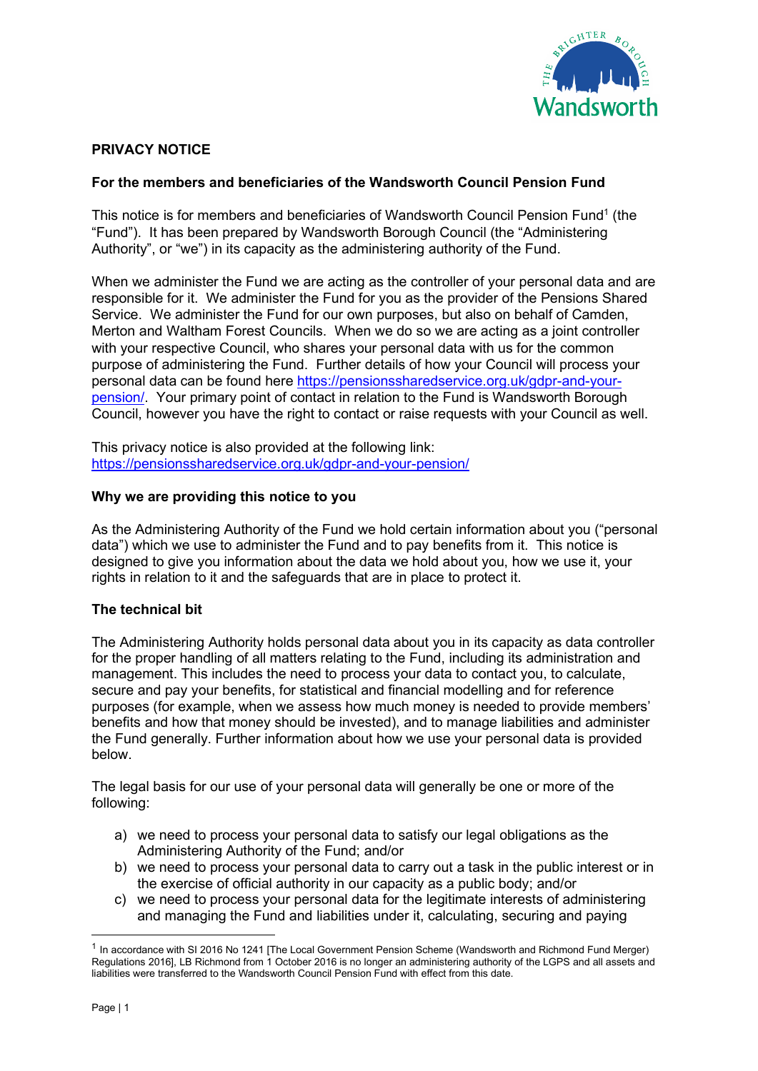# PRIVACY NOTICE

## For the members and beneficiaries of the Wandsworth Council Pension Fund

This notice is for members and beneficiaries of Wandsworth Council Pension Fund[1] (the "Fund"). It has been prepared by Wandsworth Borough Council (the "Administering Authority", or "we") in its capacity as the administering authority of the Fund.

When we administer the Fund we are acting as the controller of your personal data and are responsible for it. We administer the Fund for you as the provider of the Pensions Shared Service. We administer the Fund for our own purposes, but also on behalf of Camden, Merton and Waltham Forest Councils. When we do so we are acting as a joint controller with your respective Council, who shares your personal data with us for the common purpose of administering the Fund. Further details of how your Council will process your personal data can be found here https://pensionssharedservice.org.uk/gdpr-and-your-pension/. Your primary point of contact in relation to the Fund is Wandsworth Borough Council, however you have the right to contact or raise requests with your Council as well.

This privacy notice is also provided at the following link: https://pensionssharedservice.org.uk/gdpr-and-your-pension/

### Why we are providing this notice to you

As the Administering Authority of the Fund we hold certain information about you ("personal data") which we use to administer the Fund and to pay benefits from it. This notice is designed to give you information about the data we hold about you, how we use it, your rights in relation to it and the safeguards that are in place to protect it.

### The technical bit

The Administering Authority holds personal data about you in its capacity as data controller for the proper handling of all matters relating to the Fund, including its administration and management. This includes the need to process your data to contact you, to calculate, secure and pay your benefits, for statistical and financial modelling and for reference purposes (for example, when we assess how much money is needed to provide members' benefits and how that money should be invested), and to manage liabilities and administer the Fund generally. Further information about how we use your personal data is provided below.

The legal basis for our use of your personal data will generally be one or more of the following:

a) we need to process your personal data to satisfy our legal obligations as the Administering Authority of the Fund; and/or
b) we need to process your personal data to carry out a task in the public interest or in the exercise of official authority in our capacity as a public body; and/or
c) we need to process your personal data for the legitimate interests of administering and managing the Fund and liabilities under it, calculating, securing and paying

[1] In accordance with SI 2016 No 1241 [The Local Government Pension Scheme (Wandsworth and Richmond Fund Merger) Regulations 2016], LB Richmond from 1 October 2016 is no longer an administering authority of the LGPS and all assets and liabilities were transferred to the Wandsworth Council Pension Fund with effect from this date.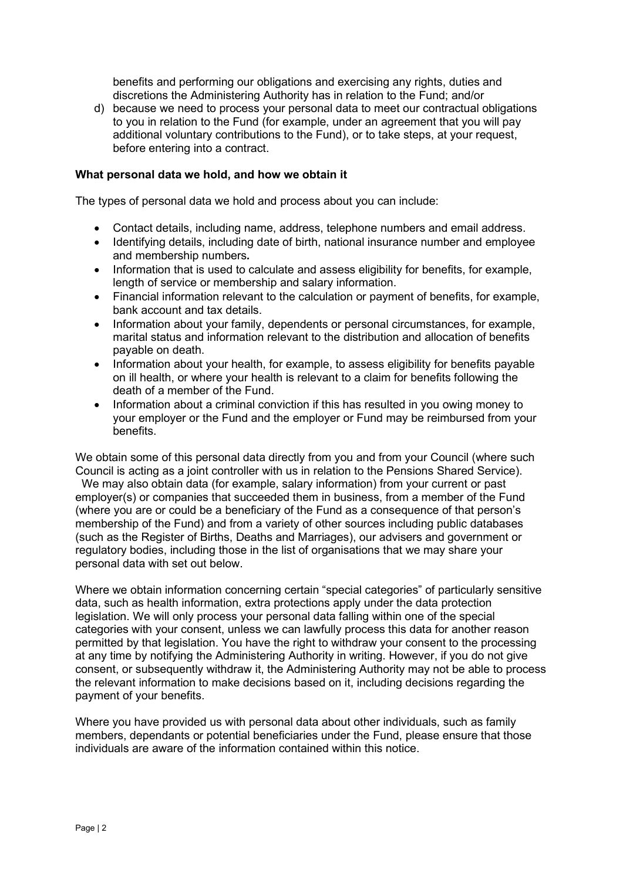benefits and performing our obligations and exercising any rights, duties and discretions the Administering Authority has in relation to the Fund; and/or

d) because we need to process your personal data to meet our contractual obligations to you in relation to the Fund (for example, under an agreement that you will pay additional voluntary contributions to the Fund), or to take steps, at your request, before entering into a contract.

**What personal data we hold, and how we obtain it**

The types of personal data we hold and process about you can include:

- Contact details, including name, address, telephone numbers and email address.
- Identifying details, including date of birth, national insurance number and employee and membership numbers**.**
- Information that is used to calculate and assess eligibility for benefits, for example, length of service or membership and salary information.
- Financial information relevant to the calculation or payment of benefits, for example, bank account and tax details.
- Information about your family, dependents or personal circumstances, for example, marital status and information relevant to the distribution and allocation of benefits payable on death.
- Information about your health, for example, to assess eligibility for benefits payable on ill health, or where your health is relevant to a claim for benefits following the death of a member of the Fund.
- Information about a criminal conviction if this has resulted in you owing money to your employer or the Fund and the employer or Fund may be reimbursed from your benefits.

We obtain some of this personal data directly from you and from your Council (where such Council is acting as a joint controller with us in relation to the Pensions Shared Service). We may also obtain data (for example, salary information) from your current or past employer(s) or companies that succeeded them in business, from a member of the Fund (where you are or could be a beneficiary of the Fund as a consequence of that person's membership of the Fund) and from a variety of other sources including public databases (such as the Register of Births, Deaths and Marriages), our advisers and government or regulatory bodies, including those in the list of organisations that we may share your personal data with set out below.

Where we obtain information concerning certain "special categories" of particularly sensitive data, such as health information, extra protections apply under the data protection legislation. We will only process your personal data falling within one of the special categories with your consent, unless we can lawfully process this data for another reason permitted by that legislation. You have the right to withdraw your consent to the processing at any time by notifying the Administering Authority in writing. However, if you do not give consent, or subsequently withdraw it, the Administering Authority may not be able to process the relevant information to make decisions based on it, including decisions regarding the payment of your benefits.

Where you have provided us with personal data about other individuals, such as family members, dependants or potential beneficiaries under the Fund, please ensure that those individuals are aware of the information contained within this notice.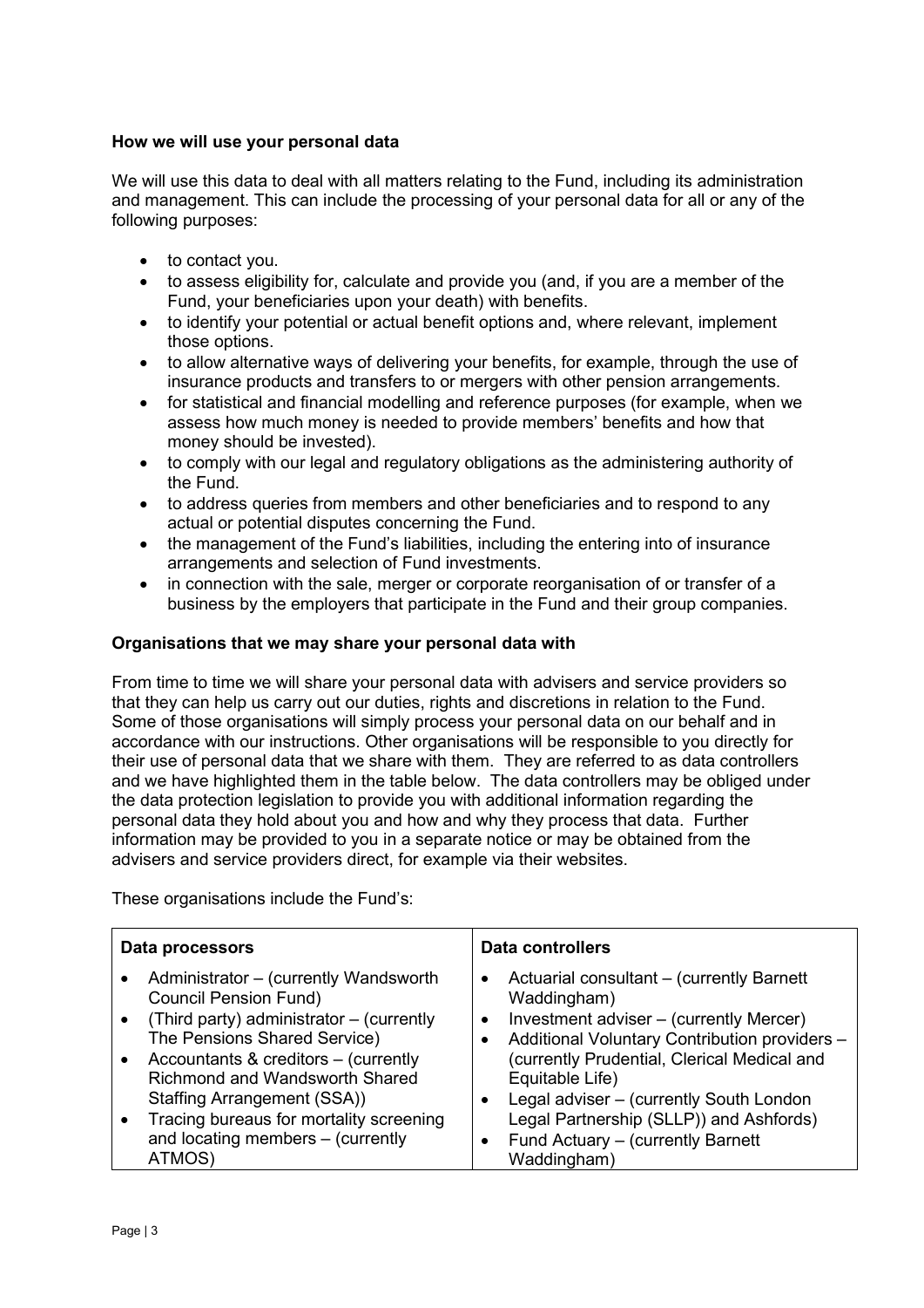**How we will use your personal data**

We will use this data to deal with all matters relating to the Fund, including its administration and management. This can include the processing of your personal data for all or any of the following purposes:

- to contact you.
- to assess eligibility for, calculate and provide you (and, if you are a member of the Fund, your beneficiaries upon your death) with benefits.
- to identify your potential or actual benefit options and, where relevant, implement those options.
- to allow alternative ways of delivering your benefits, for example, through the use of insurance products and transfers to or mergers with other pension arrangements.
- for statistical and financial modelling and reference purposes (for example, when we assess how much money is needed to provide members' benefits and how that money should be invested).
- to comply with our legal and regulatory obligations as the administering authority of the Fund.
- to address queries from members and other beneficiaries and to respond to any actual or potential disputes concerning the Fund.
- the management of the Fund's liabilities, including the entering into of insurance arrangements and selection of Fund investments.
- in connection with the sale, merger or corporate reorganisation of or transfer of a business by the employers that participate in the Fund and their group companies.

**Organisations that we may share your personal data with**

From time to time we will share your personal data with advisers and service providers so that they can help us carry out our duties, rights and discretions in relation to the Fund. Some of those organisations will simply process your personal data on our behalf and in accordance with our instructions. Other organisations will be responsible to you directly for their use of personal data that we share with them. They are referred to as data controllers and we have highlighted them in the table below. The data controllers may be obliged under the data protection legislation to provide you with additional information regarding the personal data they hold about you and how and why they process that data. Further information may be provided to you in a separate notice or may be obtained from the advisers and service providers direct, for example via their websites.

These organisations include the Fund's:

| Data processors | Data controllers |
|---|---|
| • Administrator – (currently Wandsworth Council Pension Fund)<br>• (Third party) administrator – (currently The Pensions Shared Service)<br>• Accountants & creditors – (currently Richmond and Wandsworth Shared Staffing Arrangement (SSA))<br>• Tracing bureaus for mortality screening and locating members – (currently ATMOS) | • Actuarial consultant – (currently Barnett Waddingham)<br>• Investment adviser – (currently Mercer)<br>• Additional Voluntary Contribution providers – (currently Prudential, Clerical Medical and Equitable Life)<br>• Legal adviser – (currently South London Legal Partnership (SLLP)) and Ashfords)<br>• Fund Actuary – (currently Barnett Waddingham) |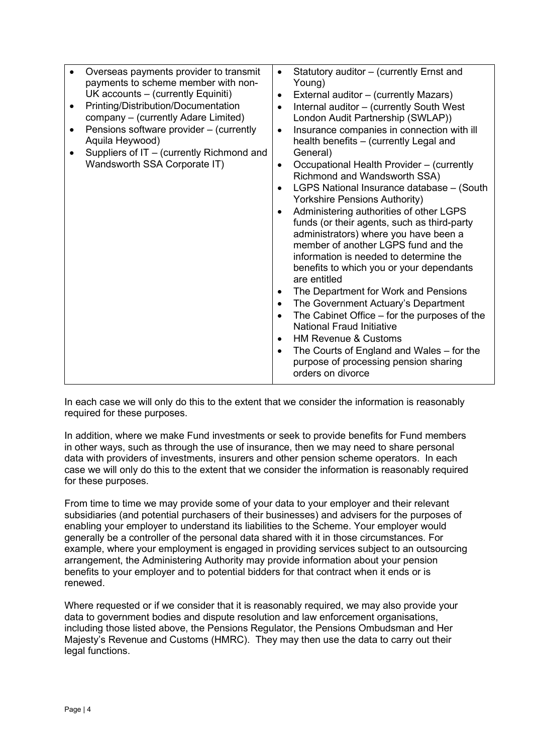| | |
|---|---|
| <ul><li>Overseas payments provider to transmit payments to scheme member with non-UK accounts – (currently Equiniti)</li><li>Printing/Distribution/Documentation company – (currently Adare Limited)</li><li>Pensions software provider – (currently Aquila Heywood)</li><li>Suppliers of IT – (currently Richmond and Wandsworth SSA Corporate IT)</li></ul> | <ul><li>Statutory auditor – (currently Ernst and Young)</li><li>External auditor – (currently Mazars)</li><li>Internal auditor – (currently South West London Audit Partnership (SWLAP))</li><li>Insurance companies in connection with ill health benefits – (currently Legal and General)</li><li>Occupational Health Provider – (currently Richmond and Wandsworth SSA)</li><li>LGPS National Insurance database – (South Yorkshire Pensions Authority)</li><li>Administering authorities of other LGPS funds (or their agents, such as third-party administrators) where you have been a member of another LGPS fund and the information is needed to determine the benefits to which you or your dependants are entitled</li><li>The Department for Work and Pensions</li><li>The Government Actuary's Department</li><li>The Cabinet Office – for the purposes of the National Fraud Initiative</li><li>HM Revenue & Customs</li><li>The Courts of England and Wales – for the purpose of processing pension sharing orders on divorce</li></ul> |

In each case we will only do this to the extent that we consider the information is reasonably required for these purposes.

In addition, where we make Fund investments or seek to provide benefits for Fund members in other ways, such as through the use of insurance, then we may need to share personal data with providers of investments, insurers and other pension scheme operators. In each case we will only do this to the extent that we consider the information is reasonably required for these purposes.

From time to time we may provide some of your data to your employer and their relevant subsidiaries (and potential purchasers of their businesses) and advisers for the purposes of enabling your employer to understand its liabilities to the Scheme. Your employer would generally be a controller of the personal data shared with it in those circumstances. For example, where your employment is engaged in providing services subject to an outsourcing arrangement, the Administering Authority may provide information about your pension benefits to your employer and to potential bidders for that contract when it ends or is renewed.

Where requested or if we consider that it is reasonably required, we may also provide your data to government bodies and dispute resolution and law enforcement organisations, including those listed above, the Pensions Regulator, the Pensions Ombudsman and Her Majesty's Revenue and Customs (HMRC). They may then use the data to carry out their legal functions.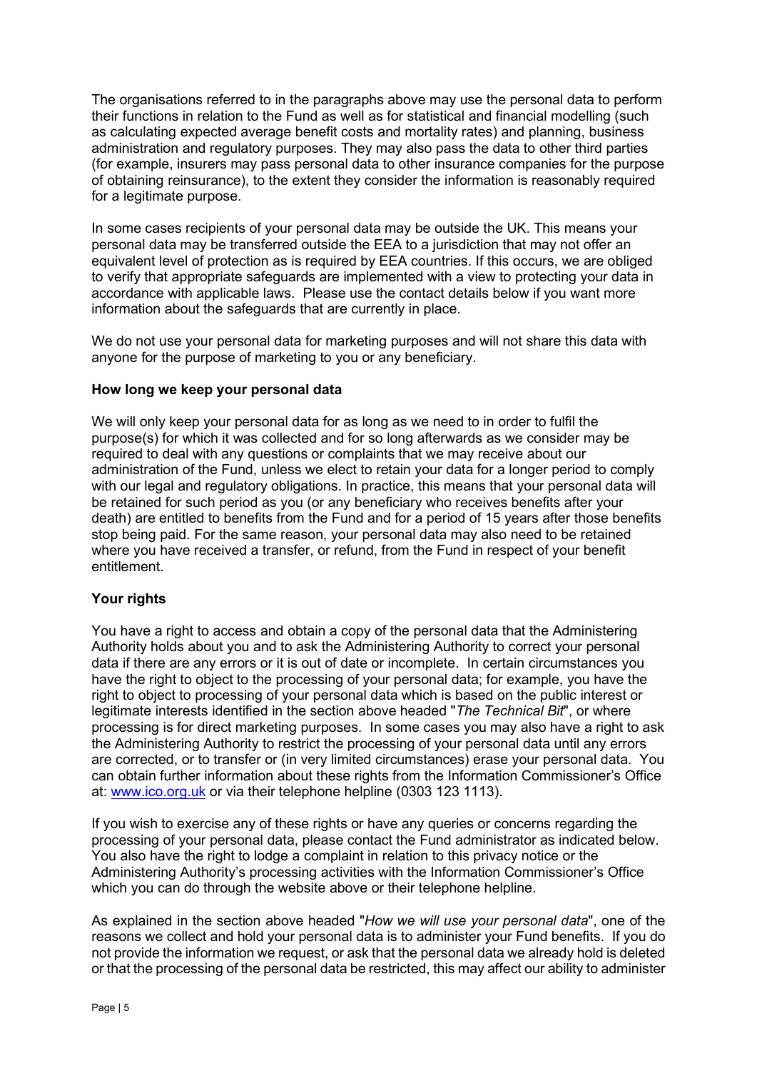The organisations referred to in the paragraphs above may use the personal data to perform their functions in relation to the Fund as well as for statistical and financial modelling (such as calculating expected average benefit costs and mortality rates) and planning, business administration and regulatory purposes. They may also pass the data to other third parties (for example, insurers may pass personal data to other insurance companies for the purpose of obtaining reinsurance), to the extent they consider the information is reasonably required for a legitimate purpose.

In some cases recipients of your personal data may be outside the UK. This means your personal data may be transferred outside the EEA to a jurisdiction that may not offer an equivalent level of protection as is required by EEA countries. If this occurs, we are obliged to verify that appropriate safeguards are implemented with a view to protecting your data in accordance with applicable laws. Please use the contact details below if you want more information about the safeguards that are currently in place.

We do not use your personal data for marketing purposes and will not share this data with anyone for the purpose of marketing to you or any beneficiary.

**How long we keep your personal data**

We will only keep your personal data for as long as we need to in order to fulfil the purpose(s) for which it was collected and for so long afterwards as we consider may be required to deal with any questions or complaints that we may receive about our administration of the Fund, unless we elect to retain your data for a longer period to comply with our legal and regulatory obligations. In practice, this means that your personal data will be retained for such period as you (or any beneficiary who receives benefits after your death) are entitled to benefits from the Fund and for a period of 15 years after those benefits stop being paid. For the same reason, your personal data may also need to be retained where you have received a transfer, or refund, from the Fund in respect of your benefit entitlement.

**Your rights**

You have a right to access and obtain a copy of the personal data that the Administering Authority holds about you and to ask the Administering Authority to correct your personal data if there are any errors or it is out of date or incomplete. In certain circumstances you have the right to object to the processing of your personal data; for example, you have the right to object to processing of your personal data which is based on the public interest or legitimate interests identified in the section above headed "*The Technical Bit*", or where processing is for direct marketing purposes. In some cases you may also have a right to ask the Administering Authority to restrict the processing of your personal data until any errors are corrected, or to transfer or (in very limited circumstances) erase your personal data. You can obtain further information about these rights from the Information Commissioner's Office at: [www.ico.org.uk](http://www.ico.org.uk) or via their telephone helpline (0303 123 1113).

If you wish to exercise any of these rights or have any queries or concerns regarding the processing of your personal data, please contact the Fund administrator as indicated below. You also have the right to lodge a complaint in relation to this privacy notice or the Administering Authority's processing activities with the Information Commissioner's Office which you can do through the website above or their telephone helpline.

As explained in the section above headed "*How we will use your personal data*", one of the reasons we collect and hold your personal data is to administer your Fund benefits. If you do not provide the information we request, or ask that the personal data we already hold is deleted or that the processing of the personal data be restricted, this may affect our ability to administer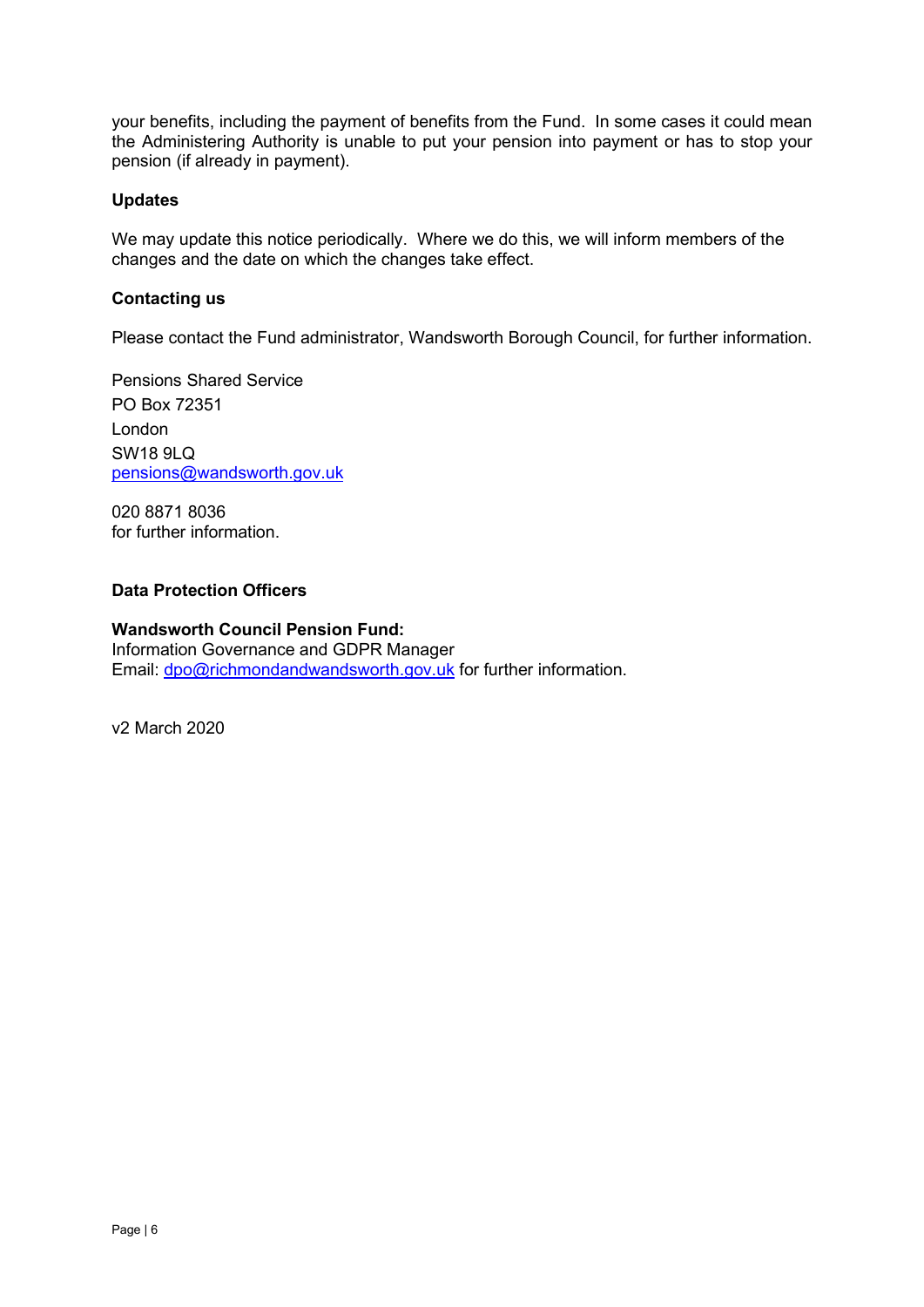your benefits, including the payment of benefits from the Fund. In some cases it could mean the Administering Authority is unable to put your pension into payment or has to stop your pension (if already in payment).

**Updates**

We may update this notice periodically. Where we do this, we will inform members of the changes and the date on which the changes take effect.

**Contacting us**

Please contact the Fund administrator, Wandsworth Borough Council, for further information.

Pensions Shared Service
PO Box 72351
London
SW18 9LQ
pensions@wandsworth.gov.uk

020 8871 8036
for further information.

**Data Protection Officers**

**Wandsworth Council Pension Fund:**
Information Governance and GDPR Manager
Email: dpo@richmondandwandsworth.gov.uk for further information.

v2 March 2020